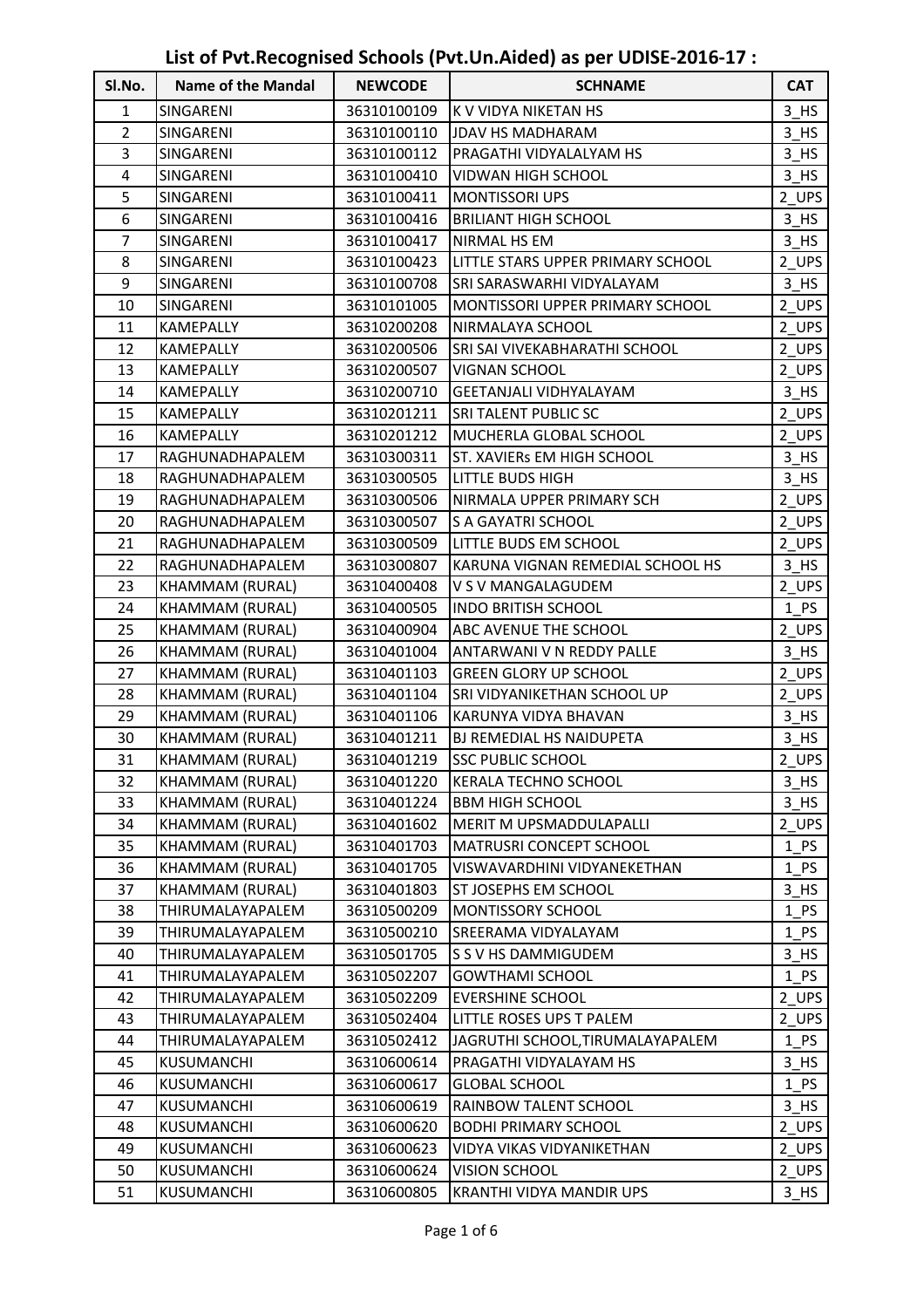# List of Pvt.Recognised Schools (Pvt.Un.Aided) as per UDISE-2016-17 :

| Sl.No. | Name of the Mandal | NEWCODE | SCHNAME | CAT |
|---|---|---|---|---|
| 1 | SINGARENI | 36310100109 | K V VIDYA NIKETAN HS | 3_HS |
| 2 | SINGARENI | 36310100110 | JDAV HS MADHARAM | 3_HS |
| 3 | SINGARENI | 36310100112 | PRAGATHI VIDYALALYAM HS | 3_HS |
| 4 | SINGARENI | 36310100410 | VIDWAN HIGH SCHOOL | 3_HS |
| 5 | SINGARENI | 36310100411 | MONTISSORI UPS | 2_UPS |
| 6 | SINGARENI | 36310100416 | BRILIANT HIGH SCHOOL | 3_HS |
| 7 | SINGARENI | 36310100417 | NIRMAL HS EM | 3_HS |
| 8 | SINGARENI | 36310100423 | LITTLE STARS UPPER PRIMARY SCHOOL | 2_UPS |
| 9 | SINGARENI | 36310100708 | SRI SARASWARHI VIDYALAYAM | 3_HS |
| 10 | SINGARENI | 36310101005 | MONTISSORI UPPER PRIMARY SCHOOL | 2_UPS |
| 11 | KAMEPALLY | 36310200208 | NIRMALAYA SCHOOL | 2_UPS |
| 12 | KAMEPALLY | 36310200506 | SRI SAI VIVEKABHARATHI SCHOOL | 2_UPS |
| 13 | KAMEPALLY | 36310200507 | VIGNAN SCHOOL | 2_UPS |
| 14 | KAMEPALLY | 36310200710 | GEETANJALI VIDHYALAYAM | 3_HS |
| 15 | KAMEPALLY | 36310201211 | SRI TALENT PUBLIC SC | 2_UPS |
| 16 | KAMEPALLY | 36310201212 | MUCHERLA GLOBAL SCHOOL | 2_UPS |
| 17 | RAGHUNADHAPALEM | 36310300311 | ST. XAVIERs EM HIGH SCHOOL | 3_HS |
| 18 | RAGHUNADHAPALEM | 36310300505 | LITTLE BUDS HIGH | 3_HS |
| 19 | RAGHUNADHAPALEM | 36310300506 | NIRMALA UPPER PRIMARY SCH | 2_UPS |
| 20 | RAGHUNADHAPALEM | 36310300507 | S A GAYATRI SCHOOL | 2_UPS |
| 21 | RAGHUNADHAPALEM | 36310300509 | LITTLE BUDS EM SCHOOL | 2_UPS |
| 22 | RAGHUNADHAPALEM | 36310300807 | KARUNA VIGNAN REMEDIAL SCHOOL HS | 3_HS |
| 23 | KHAMMAM (RURAL) | 36310400408 | V S V MANGALAGUDEM | 2_UPS |
| 24 | KHAMMAM (RURAL) | 36310400505 | INDO BRITISH SCHOOL | 1_PS |
| 25 | KHAMMAM (RURAL) | 36310400904 | ABC AVENUE THE SCHOOL | 2_UPS |
| 26 | KHAMMAM (RURAL) | 36310401004 | ANTARWANI V N REDDY PALLE | 3_HS |
| 27 | KHAMMAM (RURAL) | 36310401103 | GREEN GLORY UP SCHOOL | 2_UPS |
| 28 | KHAMMAM (RURAL) | 36310401104 | SRI VIDYANIKETHAN SCHOOL UP | 2_UPS |
| 29 | KHAMMAM (RURAL) | 36310401106 | KARUNYA VIDYA BHAVAN | 3_HS |
| 30 | KHAMMAM (RURAL) | 36310401211 | BJ REMEDIAL HS NAIDUPETA | 3_HS |
| 31 | KHAMMAM (RURAL) | 36310401219 | SSC PUBLIC SCHOOL | 2_UPS |
| 32 | KHAMMAM (RURAL) | 36310401220 | KERALA TECHNO SCHOOL | 3_HS |
| 33 | KHAMMAM (RURAL) | 36310401224 | BBM HIGH SCHOOL | 3_HS |
| 34 | KHAMMAM (RURAL) | 36310401602 | MERIT M UPSMADDULAPALLI | 2_UPS |
| 35 | KHAMMAM (RURAL) | 36310401703 | MATRUSRI CONCEPT SCHOOL | 1_PS |
| 36 | KHAMMAM (RURAL) | 36310401705 | VISWAVARDHINI VIDYANEKETHAN | 1_PS |
| 37 | KHAMMAM (RURAL) | 36310401803 | ST JOSEPHS EM SCHOOL | 3_HS |
| 38 | THIRUMALAYAPALEM | 36310500209 | MONTISSORY SCHOOL | 1_PS |
| 39 | THIRUMALAYAPALEM | 36310500210 | SREERAMA VIDYALAYAM | 1_PS |
| 40 | THIRUMALAYAPALEM | 36310501705 | S S V HS DAMMIGUDEM | 3_HS |
| 41 | THIRUMALAYAPALEM | 36310502207 | GOWTHAMI SCHOOL | 1_PS |
| 42 | THIRUMALAYAPALEM | 36310502209 | EVERSHINE SCHOOL | 2_UPS |
| 43 | THIRUMALAYAPALEM | 36310502404 | LITTLE ROSES UPS T PALEM | 2_UPS |
| 44 | THIRUMALAYAPALEM | 36310502412 | JAGRUTHI SCHOOL,TIRUMALAYAPALEM | 1_PS |
| 45 | KUSUMANCHI | 36310600614 | PRAGATHI VIDYALAYAM HS | 3_HS |
| 46 | KUSUMANCHI | 36310600617 | GLOBAL SCHOOL | 1_PS |
| 47 | KUSUMANCHI | 36310600619 | RAINBOW TALENT SCHOOL | 3_HS |
| 48 | KUSUMANCHI | 36310600620 | BODHI PRIMARY SCHOOL | 2_UPS |
| 49 | KUSUMANCHI | 36310600623 | VIDYA VIKAS VIDYANIKETHAN | 2_UPS |
| 50 | KUSUMANCHI | 36310600624 | VISION SCHOOL | 2_UPS |
| 51 | KUSUMANCHI | 36310600805 | KRANTHI VIDYA MANDIR UPS | 3_HS |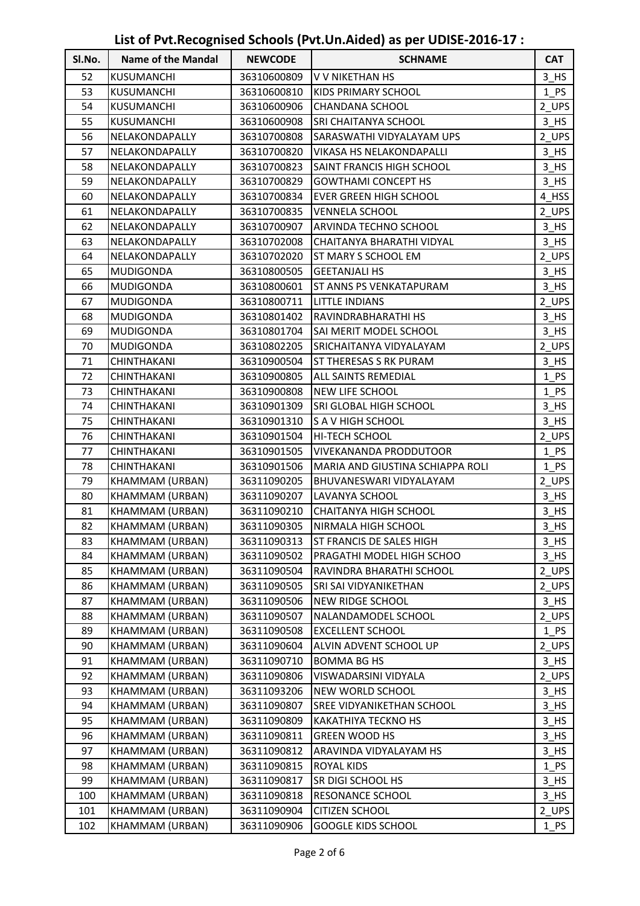# List of Pvt.Recognised Schools (Pvt.Un.Aided) as per UDISE-2016-17 :

| Sl.No. | Name of the Mandal | NEWCODE | SCHNAME | CAT |
|---|---|---|---|---|
| 52 | KUSUMANCHI | 36310600809 | V V NIKETHAN HS | 3_HS |
| 53 | KUSUMANCHI | 36310600810 | KIDS PRIMARY SCHOOL | 1_PS |
| 54 | KUSUMANCHI | 36310600906 | CHANDANA SCHOOL | 2_UPS |
| 55 | KUSUMANCHI | 36310600908 | SRI CHAITANYA SCHOOL | 3_HS |
| 56 | NELAKONDAPALLY | 36310700808 | SARASWATHI VIDYALAYAM UPS | 2_UPS |
| 57 | NELAKONDAPALLY | 36310700820 | VIKASA HS NELAKONDAPALLI | 3_HS |
| 58 | NELAKONDAPALLY | 36310700823 | SAINT FRANCIS HIGH SCHOOL | 3_HS |
| 59 | NELAKONDAPALLY | 36310700829 | GOWTHAMI CONCEPT HS | 3_HS |
| 60 | NELAKONDAPALLY | 36310700834 | EVER GREEN HIGH SCHOOL | 4_HSS |
| 61 | NELAKONDAPALLY | 36310700835 | VENNELA SCHOOL | 2_UPS |
| 62 | NELAKONDAPALLY | 36310700907 | ARVINDA TECHNO SCHOOL | 3_HS |
| 63 | NELAKONDAPALLY | 36310702008 | CHAITANYA BHARATHI VIDYAL | 3_HS |
| 64 | NELAKONDAPALLY | 36310702020 | ST MARY S SCHOOL EM | 2_UPS |
| 65 | MUDIGONDA | 36310800505 | GEETANJALI HS | 3_HS |
| 66 | MUDIGONDA | 36310800601 | ST ANNS PS VENKATAPURAM | 3_HS |
| 67 | MUDIGONDA | 36310800711 | LITTLE INDIANS | 2_UPS |
| 68 | MUDIGONDA | 36310801402 | RAVINDRABHARATHI HS | 3_HS |
| 69 | MUDIGONDA | 36310801704 | SAI MERIT MODEL SCHOOL | 3_HS |
| 70 | MUDIGONDA | 36310802205 | SRICHAITANYA VIDYALAYAM | 2_UPS |
| 71 | CHINTHAKANI | 36310900504 | ST THERESAS S RK PURAM | 3_HS |
| 72 | CHINTHAKANI | 36310900805 | ALL SAINTS REMEDIAL | 1_PS |
| 73 | CHINTHAKANI | 36310900808 | NEW LIFE SCHOOL | 1_PS |
| 74 | CHINTHAKANI | 36310901309 | SRI GLOBAL HIGH SCHOOL | 3_HS |
| 75 | CHINTHAKANI | 36310901310 | S A V HIGH SCHOOL | 3_HS |
| 76 | CHINTHAKANI | 36310901504 | HI-TECH SCHOOL | 2_UPS |
| 77 | CHINTHAKANI | 36310901505 | VIVEKANANDA PRODDUTOOR | 1_PS |
| 78 | CHINTHAKANI | 36310901506 | MARIA AND GIUSTINA SCHIAPPA ROLI | 1_PS |
| 79 | KHAMMAM (URBAN) | 36311090205 | BHUVANESWARI VIDYALAYAM | 2_UPS |
| 80 | KHAMMAM (URBAN) | 36311090207 | LAVANYA SCHOOL | 3_HS |
| 81 | KHAMMAM (URBAN) | 36311090210 | CHAITANYA HIGH SCHOOL | 3_HS |
| 82 | KHAMMAM (URBAN) | 36311090305 | NIRMALA HIGH SCHOOL | 3_HS |
| 83 | KHAMMAM (URBAN) | 36311090313 | ST FRANCIS DE SALES HIGH | 3_HS |
| 84 | KHAMMAM (URBAN) | 36311090502 | PRAGATHI MODEL HIGH SCHOO | 3_HS |
| 85 | KHAMMAM (URBAN) | 36311090504 | RAVINDRA BHARATHI SCHOOL | 2_UPS |
| 86 | KHAMMAM (URBAN) | 36311090505 | SRI SAI VIDYANIKETHAN | 2_UPS |
| 87 | KHAMMAM (URBAN) | 36311090506 | NEW RIDGE SCHOOL | 3_HS |
| 88 | KHAMMAM (URBAN) | 36311090507 | NALANDAMODEL SCHOOL | 2_UPS |
| 89 | KHAMMAM (URBAN) | 36311090508 | EXCELLENT SCHOOL | 1_PS |
| 90 | KHAMMAM (URBAN) | 36311090604 | ALVIN ADVENT SCHOOL UP | 2_UPS |
| 91 | KHAMMAM (URBAN) | 36311090710 | BOMMA BG HS | 3_HS |
| 92 | KHAMMAM (URBAN) | 36311090806 | VISWADARSINI VIDYALA | 2_UPS |
| 93 | KHAMMAM (URBAN) | 36311093206 | NEW WORLD SCHOOL | 3_HS |
| 94 | KHAMMAM (URBAN) | 36311090807 | SREE VIDYANIKETHAN SCHOOL | 3_HS |
| 95 | KHAMMAM (URBAN) | 36311090809 | KAKATHIYA TECKNO HS | 3_HS |
| 96 | KHAMMAM (URBAN) | 36311090811 | GREEN WOOD HS | 3_HS |
| 97 | KHAMMAM (URBAN) | 36311090812 | ARAVINDA VIDYALAYAM HS | 3_HS |
| 98 | KHAMMAM (URBAN) | 36311090815 | ROYAL KIDS | 1_PS |
| 99 | KHAMMAM (URBAN) | 36311090817 | SR DIGI SCHOOL HS | 3_HS |
| 100 | KHAMMAM (URBAN) | 36311090818 | RESONANCE SCHOOL | 3_HS |
| 101 | KHAMMAM (URBAN) | 36311090904 | CITIZEN SCHOOL | 2_UPS |
| 102 | KHAMMAM (URBAN) | 36311090906 | GOOGLE KIDS SCHOOL | 1_PS |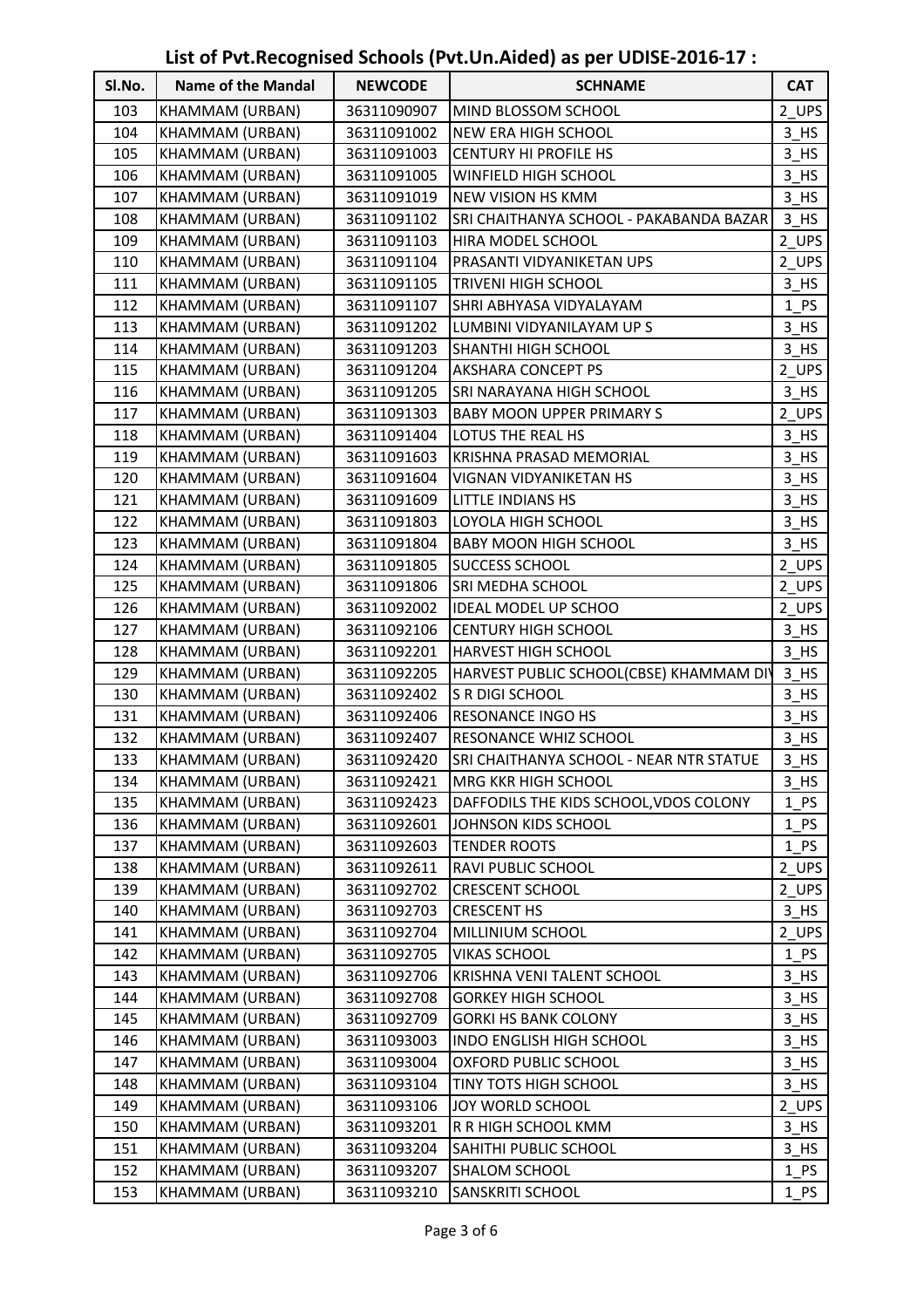# List of Pvt.Recognised Schools (Pvt.Un.Aided) as per UDISE-2016-17 :

| Sl.No. | Name of the Mandal | NEWCODE | SCHNAME | CAT |
|---|---|---|---|---|
| 103 | KHAMMAM (URBAN) | 36311090907 | MIND BLOSSOM SCHOOL | 2_UPS |
| 104 | KHAMMAM (URBAN) | 36311091002 | NEW ERA HIGH SCHOOL | 3_HS |
| 105 | KHAMMAM (URBAN) | 36311091003 | CENTURY HI PROFILE HS | 3_HS |
| 106 | KHAMMAM (URBAN) | 36311091005 | WINFIELD HIGH SCHOOL | 3_HS |
| 107 | KHAMMAM (URBAN) | 36311091019 | NEW VISION HS KMM | 3_HS |
| 108 | KHAMMAM (URBAN) | 36311091102 | SRI CHAITHANYA SCHOOL - PAKABANDA BAZAR | 3_HS |
| 109 | KHAMMAM (URBAN) | 36311091103 | HIRA MODEL SCHOOL | 2_UPS |
| 110 | KHAMMAM (URBAN) | 36311091104 | PRASANTI VIDYANIKETAN UPS | 2_UPS |
| 111 | KHAMMAM (URBAN) | 36311091105 | TRIVENI HIGH SCHOOL | 3_HS |
| 112 | KHAMMAM (URBAN) | 36311091107 | SHRI ABHYASA VIDYALAYAM | 1_PS |
| 113 | KHAMMAM (URBAN) | 36311091202 | LUMBINI VIDYANILAYAM UP S | 3_HS |
| 114 | KHAMMAM (URBAN) | 36311091203 | SHANTHI HIGH SCHOOL | 3_HS |
| 115 | KHAMMAM (URBAN) | 36311091204 | AKSHARA CONCEPT PS | 2_UPS |
| 116 | KHAMMAM (URBAN) | 36311091205 | SRI NARAYANA HIGH SCHOOL | 3_HS |
| 117 | KHAMMAM (URBAN) | 36311091303 | BABY MOON UPPER PRIMARY S | 2_UPS |
| 118 | KHAMMAM (URBAN) | 36311091404 | LOTUS THE REAL HS | 3_HS |
| 119 | KHAMMAM (URBAN) | 36311091603 | KRISHNA PRASAD MEMORIAL | 3_HS |
| 120 | KHAMMAM (URBAN) | 36311091604 | VIGNAN VIDYANIKETAN HS | 3_HS |
| 121 | KHAMMAM (URBAN) | 36311091609 | LITTLE INDIANS HS | 3_HS |
| 122 | KHAMMAM (URBAN) | 36311091803 | LOYOLA HIGH SCHOOL | 3_HS |
| 123 | KHAMMAM (URBAN) | 36311091804 | BABY MOON HIGH SCHOOL | 3_HS |
| 124 | KHAMMAM (URBAN) | 36311091805 | SUCCESS SCHOOL | 2_UPS |
| 125 | KHAMMAM (URBAN) | 36311091806 | SRI MEDHA SCHOOL | 2_UPS |
| 126 | KHAMMAM (URBAN) | 36311092002 | IDEAL MODEL UP SCHOO | 2_UPS |
| 127 | KHAMMAM (URBAN) | 36311092106 | CENTURY HIGH SCHOOL | 3_HS |
| 128 | KHAMMAM (URBAN) | 36311092201 | HARVEST HIGH SCHOOL | 3_HS |
| 129 | KHAMMAM (URBAN) | 36311092205 | HARVEST PUBLIC SCHOOL(CBSE) KHAMMAM DIV | 3_HS |
| 130 | KHAMMAM (URBAN) | 36311092402 | S R DIGI SCHOOL | 3_HS |
| 131 | KHAMMAM (URBAN) | 36311092406 | RESONANCE INGO HS | 3_HS |
| 132 | KHAMMAM (URBAN) | 36311092407 | RESONANCE WHIZ SCHOOL | 3_HS |
| 133 | KHAMMAM (URBAN) | 36311092420 | SRI CHAITHANYA SCHOOL - NEAR NTR STATUE | 3_HS |
| 134 | KHAMMAM (URBAN) | 36311092421 | MRG KKR HIGH SCHOOL | 3_HS |
| 135 | KHAMMAM (URBAN) | 36311092423 | DAFFODILS THE KIDS SCHOOL,VDOS COLONY | 1_PS |
| 136 | KHAMMAM (URBAN) | 36311092601 | JOHNSON KIDS SCHOOL | 1_PS |
| 137 | KHAMMAM (URBAN) | 36311092603 | TENDER ROOTS | 1_PS |
| 138 | KHAMMAM (URBAN) | 36311092611 | RAVI PUBLIC SCHOOL | 2_UPS |
| 139 | KHAMMAM (URBAN) | 36311092702 | CRESCENT SCHOOL | 2_UPS |
| 140 | KHAMMAM (URBAN) | 36311092703 | CRESCENT HS | 3_HS |
| 141 | KHAMMAM (URBAN) | 36311092704 | MILLINIUM SCHOOL | 2_UPS |
| 142 | KHAMMAM (URBAN) | 36311092705 | VIKAS SCHOOL | 1_PS |
| 143 | KHAMMAM (URBAN) | 36311092706 | KRISHNA VENI TALENT SCHOOL | 3_HS |
| 144 | KHAMMAM (URBAN) | 36311092708 | GORKEY HIGH SCHOOL | 3_HS |
| 145 | KHAMMAM (URBAN) | 36311092709 | GORKI HS BANK COLONY | 3_HS |
| 146 | KHAMMAM (URBAN) | 36311093003 | INDO ENGLISH HIGH SCHOOL | 3_HS |
| 147 | KHAMMAM (URBAN) | 36311093004 | OXFORD PUBLIC SCHOOL | 3_HS |
| 148 | KHAMMAM (URBAN) | 36311093104 | TINY TOTS HIGH SCHOOL | 3_HS |
| 149 | KHAMMAM (URBAN) | 36311093106 | JOY WORLD SCHOOL | 2_UPS |
| 150 | KHAMMAM (URBAN) | 36311093201 | R R HIGH SCHOOL KMM | 3_HS |
| 151 | KHAMMAM (URBAN) | 36311093204 | SAHITHI PUBLIC SCHOOL | 3_HS |
| 152 | KHAMMAM (URBAN) | 36311093207 | SHALOM SCHOOL | 1_PS |
| 153 | KHAMMAM (URBAN) | 36311093210 | SANSKRITI SCHOOL | 1_PS |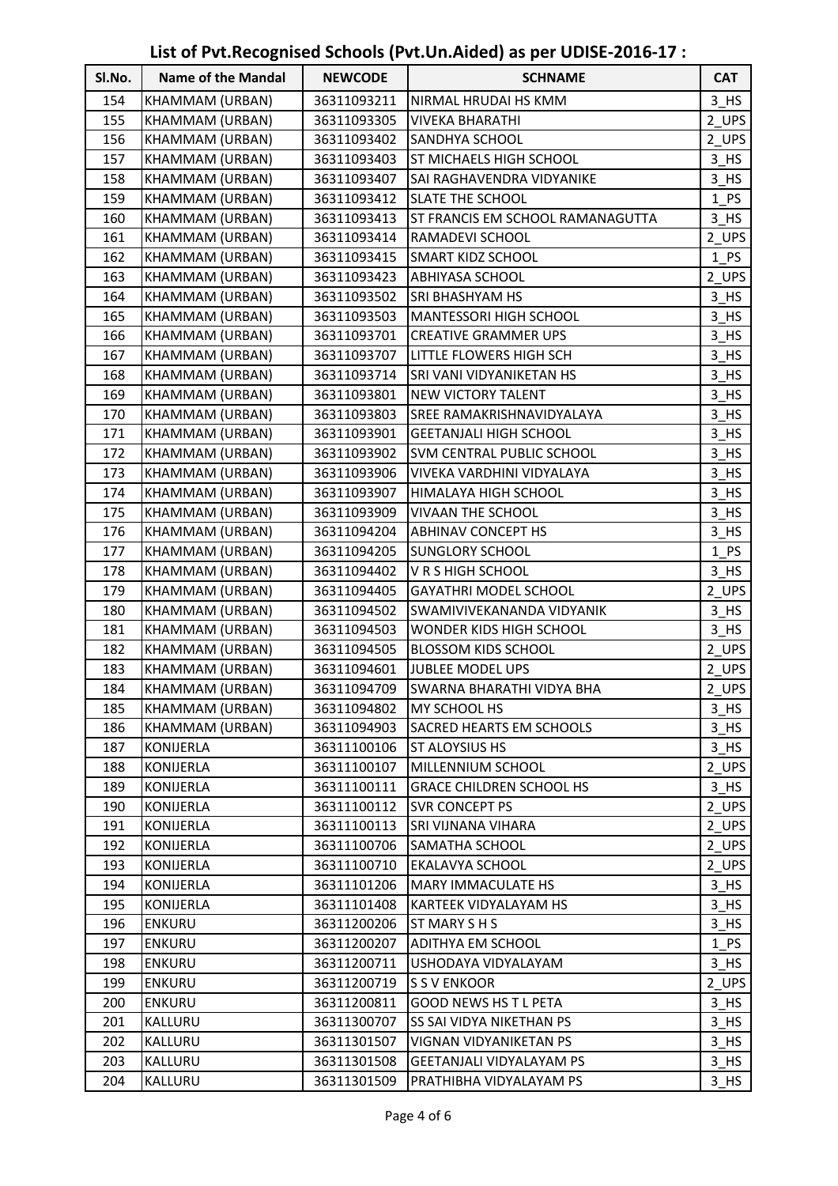# List of Pvt.Recognised Schools (Pvt.Un.Aided) as per UDISE-2016-17 :

| Sl.No. | Name of the Mandal | NEWCODE | SCHNAME | CAT |
|---|---|---|---|---|
| 154 | KHAMMAM (URBAN) | 36311093211 | NIRMAL HRUDAI HS KMM | 3_HS |
| 155 | KHAMMAM (URBAN) | 36311093305 | VIVEKA BHARATHI | 2_UPS |
| 156 | KHAMMAM (URBAN) | 36311093402 | SANDHYA SCHOOL | 2_UPS |
| 157 | KHAMMAM (URBAN) | 36311093403 | ST MICHAELS HIGH SCHOOL | 3_HS |
| 158 | KHAMMAM (URBAN) | 36311093407 | SAI RAGHAVENDRA VIDYANIKE | 3_HS |
| 159 | KHAMMAM (URBAN) | 36311093412 | SLATE THE SCHOOL | 1_PS |
| 160 | KHAMMAM (URBAN) | 36311093413 | ST FRANCIS EM SCHOOL RAMANAGUTTA | 3_HS |
| 161 | KHAMMAM (URBAN) | 36311093414 | RAMADEVI SCHOOL | 2_UPS |
| 162 | KHAMMAM (URBAN) | 36311093415 | SMART KIDZ SCHOOL | 1_PS |
| 163 | KHAMMAM (URBAN) | 36311093423 | ABHIYASA SCHOOL | 2_UPS |
| 164 | KHAMMAM (URBAN) | 36311093502 | SRI BHASHYAM HS | 3_HS |
| 165 | KHAMMAM (URBAN) | 36311093503 | MANTESSORI HIGH SCHOOL | 3_HS |
| 166 | KHAMMAM (URBAN) | 36311093701 | CREATIVE GRAMMER UPS | 3_HS |
| 167 | KHAMMAM (URBAN) | 36311093707 | LITTLE FLOWERS HIGH SCH | 3_HS |
| 168 | KHAMMAM (URBAN) | 36311093714 | SRI VANI VIDYANIKETAN HS | 3_HS |
| 169 | KHAMMAM (URBAN) | 36311093801 | NEW VICTORY TALENT | 3_HS |
| 170 | KHAMMAM (URBAN) | 36311093803 | SREE RAMAKRISHNAVIDYALAYA | 3_HS |
| 171 | KHAMMAM (URBAN) | 36311093901 | GEETANJALI HIGH SCHOOL | 3_HS |
| 172 | KHAMMAM (URBAN) | 36311093902 | SVM CENTRAL PUBLIC SCHOOL | 3_HS |
| 173 | KHAMMAM (URBAN) | 36311093906 | VIVEKA VARDHINI VIDYALAYA | 3_HS |
| 174 | KHAMMAM (URBAN) | 36311093907 | HIMALAYA HIGH SCHOOL | 3_HS |
| 175 | KHAMMAM (URBAN) | 36311093909 | VIVAAN THE SCHOOL | 3_HS |
| 176 | KHAMMAM (URBAN) | 36311094204 | ABHINAV CONCEPT HS | 3_HS |
| 177 | KHAMMAM (URBAN) | 36311094205 | SUNGLORY SCHOOL | 1_PS |
| 178 | KHAMMAM (URBAN) | 36311094402 | V R S HIGH SCHOOL | 3_HS |
| 179 | KHAMMAM (URBAN) | 36311094405 | GAYATHRI MODEL SCHOOL | 2_UPS |
| 180 | KHAMMAM (URBAN) | 36311094502 | SWAMIVIVEKANANDA VIDYANIK | 3_HS |
| 181 | KHAMMAM (URBAN) | 36311094503 | WONDER KIDS HIGH SCHOOL | 3_HS |
| 182 | KHAMMAM (URBAN) | 36311094505 | BLOSSOM KIDS SCHOOL | 2_UPS |
| 183 | KHAMMAM (URBAN) | 36311094601 | JUBLEE MODEL UPS | 2_UPS |
| 184 | KHAMMAM (URBAN) | 36311094709 | SWARNA BHARATHI VIDYA BHA | 2_UPS |
| 185 | KHAMMAM (URBAN) | 36311094802 | MY SCHOOL HS | 3_HS |
| 186 | KHAMMAM (URBAN) | 36311094903 | SACRED HEARTS EM SCHOOLS | 3_HS |
| 187 | KONIJERLA | 36311100106 | ST ALOYSIUS HS | 3_HS |
| 188 | KONIJERLA | 36311100107 | MILLENNIUM SCHOOL | 2_UPS |
| 189 | KONIJERLA | 36311100111 | GRACE CHILDREN SCHOOL HS | 3_HS |
| 190 | KONIJERLA | 36311100112 | SVR CONCEPT PS | 2_UPS |
| 191 | KONIJERLA | 36311100113 | SRI VIJNANA VIHARA | 2_UPS |
| 192 | KONIJERLA | 36311100706 | SAMATHA SCHOOL | 2_UPS |
| 193 | KONIJERLA | 36311100710 | EKALAVYA SCHOOL | 2_UPS |
| 194 | KONIJERLA | 36311101206 | MARY IMMACULATE HS | 3_HS |
| 195 | KONIJERLA | 36311101408 | KARTEEK VIDYALAYAM HS | 3_HS |
| 196 | ENKURU | 36311200206 | ST MARY S H S | 3_HS |
| 197 | ENKURU | 36311200207 | ADITHYA EM SCHOOL | 1_PS |
| 198 | ENKURU | 36311200711 | USHODAYA VIDYALAYAM | 3_HS |
| 199 | ENKURU | 36311200719 | S S V ENKOOR | 2_UPS |
| 200 | ENKURU | 36311200811 | GOOD NEWS HS T L PETA | 3_HS |
| 201 | KALLURU | 36311300707 | SS SAI VIDYA NIKETHAN PS | 3_HS |
| 202 | KALLURU | 36311301507 | VIGNAN VIDYANIKETAN PS | 3_HS |
| 203 | KALLURU | 36311301508 | GEETANJALI VIDYALAYAM PS | 3_HS |
| 204 | KALLURU | 36311301509 | PRATHIBHA VIDYALAYAM PS | 3_HS |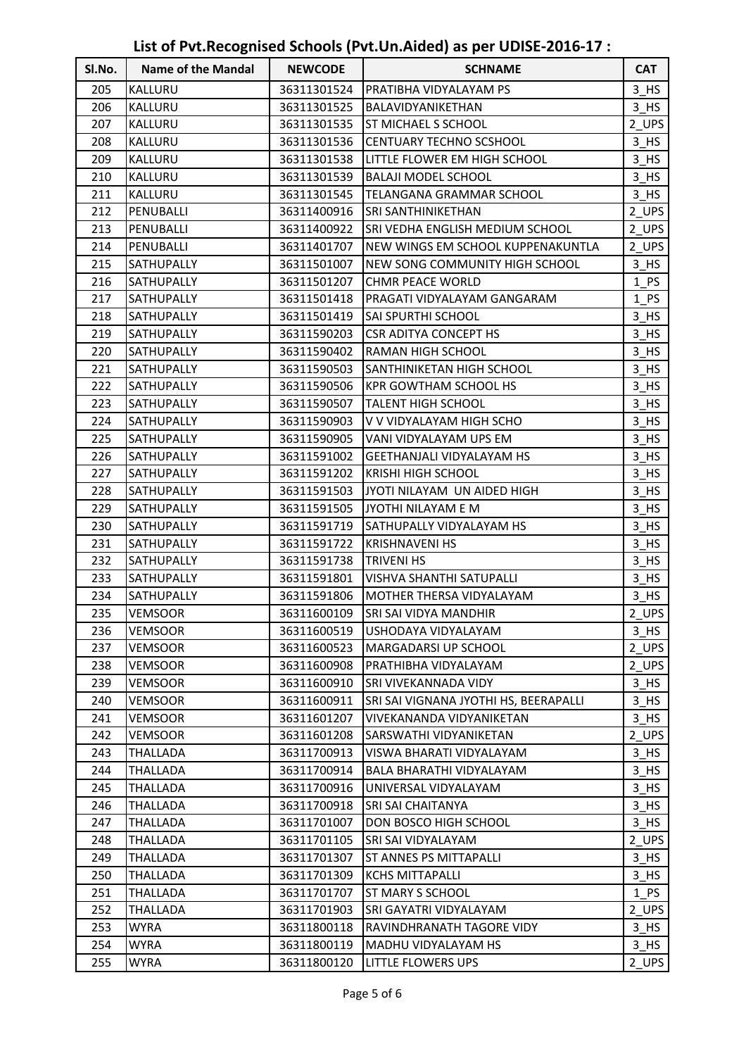# List of Pvt.Recognised Schools (Pvt.Un.Aided) as per UDISE-2016-17 :

| Sl.No. | Name of the Mandal | NEWCODE | SCHNAME | CAT |
|---|---|---|---|---|
| 205 | KALLURU | 36311301524 | PRATIBHA VIDYALAYAM PS | 3_HS |
| 206 | KALLURU | 36311301525 | BALAVIDYANIKETHAN | 3_HS |
| 207 | KALLURU | 36311301535 | ST MICHAEL S SCHOOL | 2_UPS |
| 208 | KALLURU | 36311301536 | CENTUARY TECHNO SCSHOOL | 3_HS |
| 209 | KALLURU | 36311301538 | LITTLE FLOWER EM HIGH SCHOOL | 3_HS |
| 210 | KALLURU | 36311301539 | BALAJI MODEL SCHOOL | 3_HS |
| 211 | KALLURU | 36311301545 | TELANGANA GRAMMAR SCHOOL | 3_HS |
| 212 | PENUBALLI | 36311400916 | SRI SANTHINIKETHAN | 2_UPS |
| 213 | PENUBALLI | 36311400922 | SRI VEDHA ENGLISH MEDIUM SCHOOL | 2_UPS |
| 214 | PENUBALLI | 36311401707 | NEW WINGS EM SCHOOL KUPPENAKUNTLA | 2_UPS |
| 215 | SATHUPALLY | 36311501007 | NEW SONG COMMUNITY HIGH SCHOOL | 3_HS |
| 216 | SATHUPALLY | 36311501207 | CHMR PEACE WORLD | 1_PS |
| 217 | SATHUPALLY | 36311501418 | PRAGATI VIDYALAYAM GANGARAM | 1_PS |
| 218 | SATHUPALLY | 36311501419 | SAI SPURTHI SCHOOL | 3_HS |
| 219 | SATHUPALLY | 36311590203 | CSR ADITYA CONCEPT HS | 3_HS |
| 220 | SATHUPALLY | 36311590402 | RAMAN HIGH SCHOOL | 3_HS |
| 221 | SATHUPALLY | 36311590503 | SANTHINIKETAN HIGH SCHOOL | 3_HS |
| 222 | SATHUPALLY | 36311590506 | KPR GOWTHAM SCHOOL HS | 3_HS |
| 223 | SATHUPALLY | 36311590507 | TALENT HIGH SCHOOL | 3_HS |
| 224 | SATHUPALLY | 36311590903 | V V VIDYALAYAM HIGH SCHO | 3_HS |
| 225 | SATHUPALLY | 36311590905 | VANI VIDYALAYAM UPS EM | 3_HS |
| 226 | SATHUPALLY | 36311591002 | GEETHANJALI VIDYALAYAM HS | 3_HS |
| 227 | SATHUPALLY | 36311591202 | KRISHI HIGH SCHOOL | 3_HS |
| 228 | SATHUPALLY | 36311591503 | JYOTI NILAYAM UN AIDED HIGH | 3_HS |
| 229 | SATHUPALLY | 36311591505 | JYOTHI NILAYAM E M | 3_HS |
| 230 | SATHUPALLY | 36311591719 | SATHUPALLY VIDYALAYAM HS | 3_HS |
| 231 | SATHUPALLY | 36311591722 | KRISHNAVENI HS | 3_HS |
| 232 | SATHUPALLY | 36311591738 | TRIVENI HS | 3_HS |
| 233 | SATHUPALLY | 36311591801 | VISHVA SHANTHI SATUPALLI | 3_HS |
| 234 | SATHUPALLY | 36311591806 | MOTHER THERSA VIDYALAYAM | 3_HS |
| 235 | VEMSOOR | 36311600109 | SRI SAI VIDYA MANDHIR | 2_UPS |
| 236 | VEMSOOR | 36311600519 | USHODAYA VIDYALAYAM | 3_HS |
| 237 | VEMSOOR | 36311600523 | MARGADARSI UP SCHOOL | 2_UPS |
| 238 | VEMSOOR | 36311600908 | PRATHIBHA VIDYALAYAM | 2_UPS |
| 239 | VEMSOOR | 36311600910 | SRI VIVEKANNADA VIDY | 3_HS |
| 240 | VEMSOOR | 36311600911 | SRI SAI VIGNANA JYOTHI HS, BEERAPALLI | 3_HS |
| 241 | VEMSOOR | 36311601207 | VIVEKANANDA VIDYANIKETAN | 3_HS |
| 242 | VEMSOOR | 36311601208 | SARSWATHI VIDYANIKETAN | 2_UPS |
| 243 | THALLADA | 36311700913 | VISWA BHARATI VIDYALAYAM | 3_HS |
| 244 | THALLADA | 36311700914 | BALA BHARATHI VIDYALAYAM | 3_HS |
| 245 | THALLADA | 36311700916 | UNIVERSAL VIDYALAYAM | 3_HS |
| 246 | THALLADA | 36311700918 | SRI SAI CHAITANYA | 3_HS |
| 247 | THALLADA | 36311701007 | DON BOSCO HIGH SCHOOL | 3_HS |
| 248 | THALLADA | 36311701105 | SRI SAI VIDYALAYAM | 2_UPS |
| 249 | THALLADA | 36311701307 | ST ANNES PS MITTAPALLI | 3_HS |
| 250 | THALLADA | 36311701309 | KCHS MITTAPALLI | 3_HS |
| 251 | THALLADA | 36311701707 | ST MARY S SCHOOL | 1_PS |
| 252 | THALLADA | 36311701903 | SRI GAYATRI VIDYALAYAM | 2_UPS |
| 253 | WYRA | 36311800118 | RAVINDHRANATH TAGORE VIDY | 3_HS |
| 254 | WYRA | 36311800119 | MADHU VIDYALAYAM HS | 3_HS |
| 255 | WYRA | 36311800120 | LITTLE FLOWERS UPS | 2_UPS |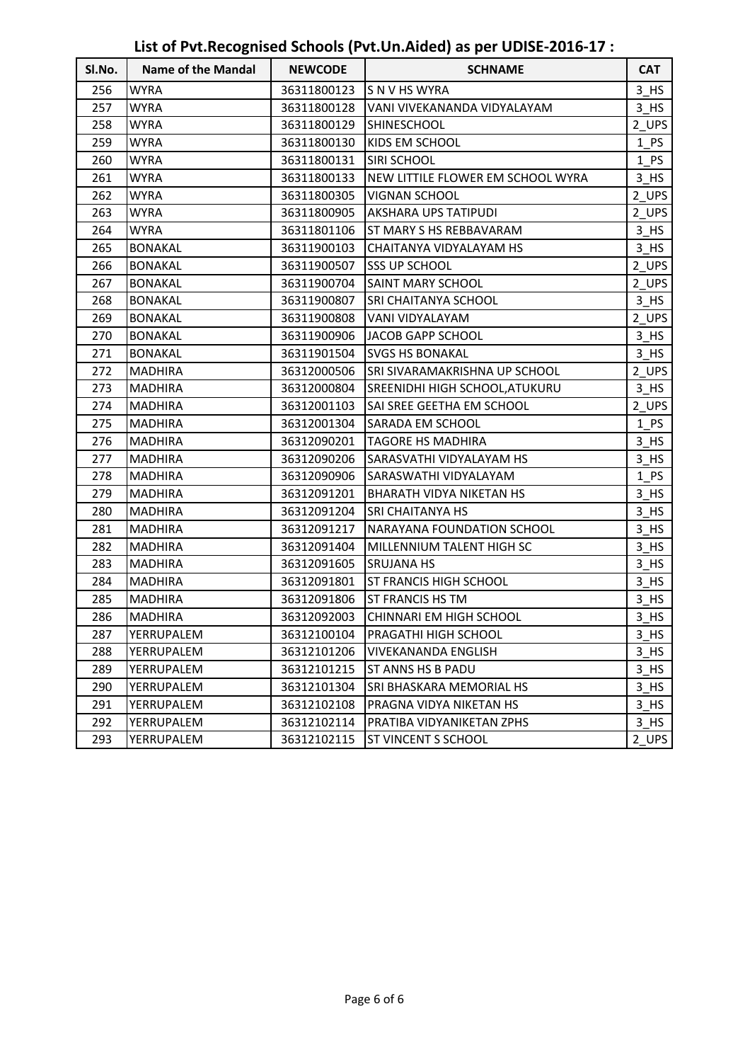## List of Pvt.Recognised Schools (Pvt.Un.Aided) as per UDISE-2016-17 :

| Sl.No. | Name of the Mandal | NEWCODE | SCHNAME | CAT |
|---|---|---|---|---|
| 256 | WYRA | 36311800123 | S N V HS WYRA | 3_HS |
| 257 | WYRA | 36311800128 | VANI VIVEKANANDA VIDYALAYAM | 3_HS |
| 258 | WYRA | 36311800129 | SHINESCHOOL | 2_UPS |
| 259 | WYRA | 36311800130 | KIDS EM SCHOOL | 1_PS |
| 260 | WYRA | 36311800131 | SIRI SCHOOL | 1_PS |
| 261 | WYRA | 36311800133 | NEW LITTILE FLOWER EM SCHOOL WYRA | 3_HS |
| 262 | WYRA | 36311800305 | VIGNAN SCHOOL | 2_UPS |
| 263 | WYRA | 36311800905 | AKSHARA UPS TATIPUDI | 2_UPS |
| 264 | WYRA | 36311801106 | ST MARY S HS REBBAVARAM | 3_HS |
| 265 | BONAKAL | 36311900103 | CHAITANYA VIDYALAYAM HS | 3_HS |
| 266 | BONAKAL | 36311900507 | SSS UP SCHOOL | 2_UPS |
| 267 | BONAKAL | 36311900704 | SAINT MARY SCHOOL | 2_UPS |
| 268 | BONAKAL | 36311900807 | SRI CHAITANYA SCHOOL | 3_HS |
| 269 | BONAKAL | 36311900808 | VANI VIDYALAYAM | 2_UPS |
| 270 | BONAKAL | 36311900906 | JACOB GAPP SCHOOL | 3_HS |
| 271 | BONAKAL | 36311901504 | SVGS HS BONAKAL | 3_HS |
| 272 | MADHIRA | 36312000506 | SRI SIVARAMAKRISHNA UP SCHOOL | 2_UPS |
| 273 | MADHIRA | 36312000804 | SREENIDHI HIGH SCHOOL,ATUKURU | 3_HS |
| 274 | MADHIRA | 36312001103 | SAI SREE GEETHA EM SCHOOL | 2_UPS |
| 275 | MADHIRA | 36312001304 | SARADA EM SCHOOL | 1_PS |
| 276 | MADHIRA | 36312090201 | TAGORE HS MADHIRA | 3_HS |
| 277 | MADHIRA | 36312090206 | SARASVATHI VIDYALAYAM HS | 3_HS |
| 278 | MADHIRA | 36312090906 | SARASWATHI VIDYALAYAM | 1_PS |
| 279 | MADHIRA | 36312091201 | BHARATH VIDYA NIKETAN HS | 3_HS |
| 280 | MADHIRA | 36312091204 | SRI CHAITANYA HS | 3_HS |
| 281 | MADHIRA | 36312091217 | NARAYANA FOUNDATION SCHOOL | 3_HS |
| 282 | MADHIRA | 36312091404 | MILLENNIUM TALENT HIGH SC | 3_HS |
| 283 | MADHIRA | 36312091605 | SRUJANA HS | 3_HS |
| 284 | MADHIRA | 36312091801 | ST FRANCIS HIGH SCHOOL | 3_HS |
| 285 | MADHIRA | 36312091806 | ST FRANCIS HS TM | 3_HS |
| 286 | MADHIRA | 36312092003 | CHINNARI EM HIGH SCHOOL | 3_HS |
| 287 | YERRUPALEM | 36312100104 | PRAGATHI HIGH SCHOOL | 3_HS |
| 288 | YERRUPALEM | 36312101206 | VIVEKANANDA ENGLISH | 3_HS |
| 289 | YERRUPALEM | 36312101215 | ST ANNS HS B PADU | 3_HS |
| 290 | YERRUPALEM | 36312101304 | SRI BHASKARA MEMORIAL HS | 3_HS |
| 291 | YERRUPALEM | 36312102108 | PRAGNA VIDYA NIKETAN HS | 3_HS |
| 292 | YERRUPALEM | 36312102114 | PRATIBA VIDYANIKETAN ZPHS | 3_HS |
| 293 | YERRUPALEM | 36312102115 | ST VINCENT S SCHOOL | 2_UPS |